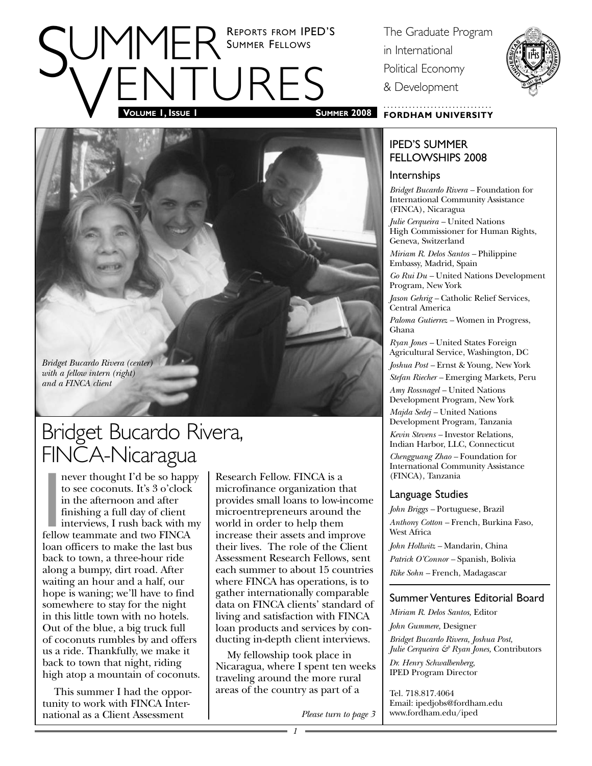# SUMMER VENTURES

REPORTS FROM IPED'S SUMMER FELLOWS

**VOLUME 1, ISSUE 1** — **SUMMER 2008**

The Graduate Program in International Political Economy & Development

**FORDHAM UNIVERSITY**

*Bridget Bucardo Rivera (center) with a fellow intern (right) and a FINCA client*

## Bridget Bucardo Rivera, FINCA-Nicaragua

I never thought I'd be so happy to see coconuts. It's 3 o'clock in the afternoon and after finishing a full day of client interviews, I rush back with my fellow teammate and two FINCA loan officers to make the last bus back to town, a three-hour ride along a bumpy, dirt road. After waiting an hour and a half, our hope is waning; we'll have to find somewhere to stay for the night in this little town with no hotels. Out of the blue, a big truck full of coconuts rumbles by and offers us a ride. Thankfully, we make it back to town that night, riding high atop a mountain of coconuts.

This summer I had the opportunity to work with FINCA International as a Client Assessment Research Fellow. FINCA is a microfinance organization that provides small loans to low-income microentrepreneurs around the world in order to help them increase their assets and improve their lives. The role of the Client Assessment Research Fellows, sent each summer to about 15 countries where FINCA has operations, is to gather internationally comparable data on FINCA clients' standard of living and satisfaction with FINCA loan products and services by conducting in-depth client interviews.

My fellowship took place in Nicaragua, where I spent ten weeks traveling around the more rural areas of the country as part of a

*Please turn to page 3*

---

## IPED'S SUMMER FELLOWSHIPS 2008

### Internships

*Bridget Bucardo Rivera* – Foundation for International Community Assistance (FINCA), Nicaragua

*Julie Cerqueira* – United Nations High Commissioner for Human Rights, Geneva, Switzerland

*Miriam R. Delos Santos* – Philippine Embassy, Madrid, Spain

*Go Rui Du* – United Nations Development Program, New York

*Jason Gehrig* – Catholic Relief Services, Central America

*Paloma Gutierrez* – Women in Progress, Ghana

*Ryan Jones* – United States Foreign Agricultural Service, Washington, DC

*Joshua Post* – Ernst & Young, New York

*Stefan Riecher* – Emerging Markets, Peru

*Amy Rossnagel* – United Nations Development Program, New York

*Majda Sedej* – United Nations Development Program, Tanzania

*Kevin Stevens* – Investor Relations, Indian Harbor, LLC, Connecticut

*Chengguang Zhao* – Foundation for International Community Assistance (FINCA), Tanzania

### Language Studies

*John Briggs* – Portuguese, Brazil

*Anthony Cotton* – French, Burkina Faso, West Africa

*John Hollwitz* – Mandarin, China

*Patrick O'Connor* – Spanish, Bolivia

*Rike Sohn* – French, Madagascar

### Summer Ventures Editorial Board

*Miriam R. Delos Santos,* Editor

*John Gummere,* Designer

*Bridget Bucardo Rivera, Joshua Post, Julie Cerqueira & Ryan Jones,* Contributors

*Dr. Henry Schwalbenberg,* IPED Program Director

Tel. 718.817.4064
Email: ipedjobs@fordham.edu
www.fordham.edu/iped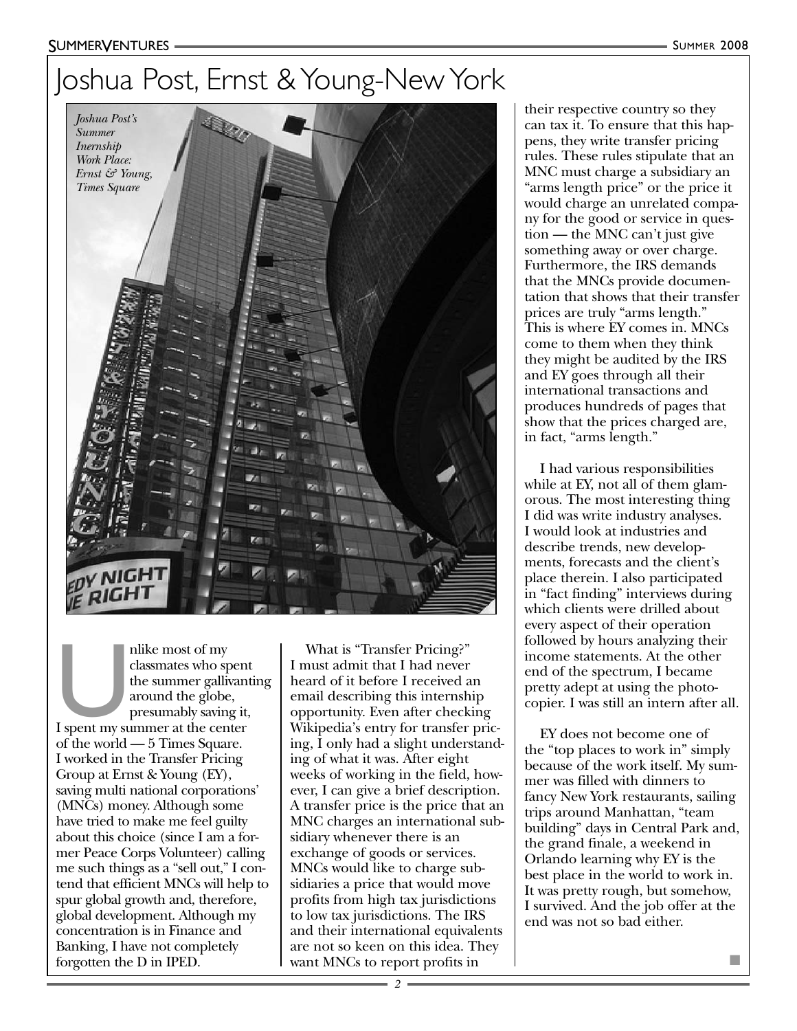# Joshua Post, Ernst & Young-New York

*Joshua Post's Summer Inernship Work Place: Ernst & Young, Times Square*

Unlike most of my classmates who spent the summer gallivanting around the globe, presumably saving it, I spent my summer at the center of the world — 5 Times Square. I worked in the Transfer Pricing Group at Ernst & Young (EY), saving multi national corporations' (MNCs) money. Although some have tried to make me feel guilty about this choice (since I am a former Peace Corps Volunteer) calling me such things as a "sell out," I contend that efficient MNCs will help to spur global growth and, therefore, global development. Although my concentration is in Finance and Banking, I have not completely forgotten the D in IPED.

What is "Transfer Pricing?" I must admit that I had never heard of it before I received an email describing this internship opportunity. Even after checking Wikipedia's entry for transfer pricing, I only had a slight understanding of what it was. After eight weeks of working in the field, however, I can give a brief description. A transfer price is the price that an MNC charges an international subsidiary whenever there is an exchange of goods or services. MNCs would like to charge subsidiaries a price that would move profits from high tax jurisdictions to low tax jurisdictions. The IRS and their international equivalents are not so keen on this idea. They want MNCs to report profits in their respective country so they can tax it. To ensure that this happens, they write transfer pricing rules. These rules stipulate that an MNC must charge a subsidiary an "arms length price" or the price it would charge an unrelated company for the good or service in question — the MNC can't just give something away or over charge. Furthermore, the IRS demands that the MNCs provide documentation that shows that their transfer prices are truly "arms length." This is where EY comes in. MNCs come to them when they think they might be audited by the IRS and EY goes through all their international transactions and produces hundreds of pages that show that the prices charged are, in fact, "arms length."

I had various responsibilities while at EY, not all of them glamorous. The most interesting thing I did was write industry analyses. I would look at industries and describe trends, new developments, forecasts and the client's place therein. I also participated in "fact finding" interviews during which clients were drilled about every aspect of their operation followed by hours analyzing their income statements. At the other end of the spectrum, I became pretty adept at using the photocopier. I was still an intern after all.

EY does not become one of the "top places to work in" simply because of the work itself. My summer was filled with dinners to fancy New York restaurants, sailing trips around Manhattan, "team building" days in Central Park and, the grand finale, a weekend in Orlando learning why EY is the best place in the world to work in. It was pretty rough, but somehow, I survived. And the job offer at the end was not so bad either.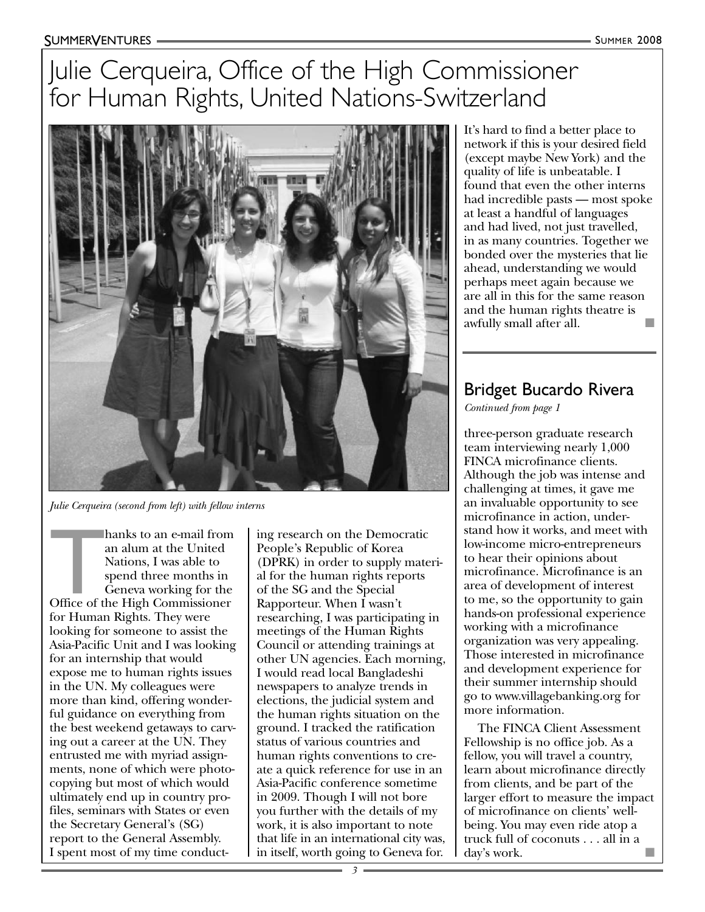# Julie Cerqueira, Office of the High Commissioner for Human Rights, United Nations-Switzerland

*Julie Cerqueira (second from left) with fellow interns*

Thanks to an e-mail from an alum at the United Nations, I was able to spend three months in Geneva working for the Office of the High Commissioner for Human Rights. They were looking for someone to assist the Asia-Pacific Unit and I was looking for an internship that would expose me to human rights issues in the UN. My colleagues were more than kind, offering wonderful guidance on everything from the best weekend getaways to carving out a career at the UN. They entrusted me with myriad assignments, none of which were photocopying but most of which would ultimately end up in country profiles, seminars with States or even the Secretary General's (SG) report to the General Assembly. I spent most of my time conducting research on the Democratic People's Republic of Korea (DPRK) in order to supply material for the human rights reports of the SG and the Special Rapporteur. When I wasn't researching, I was participating in meetings of the Human Rights Council or attending trainings at other UN agencies. Each morning, I would read local Bangladeshi newspapers to analyze trends in elections, the judicial system and the human rights situation on the ground. I tracked the ratification status of various countries and human rights conventions to create a quick reference for use in an Asia-Pacific conference sometime in 2009. Though I will not bore you further with the details of my work, it is also important to note that life in an international city was, in itself, worth going to Geneva for. It's hard to find a better place to network if this is your desired field (except maybe New York) and the quality of life is unbeatable. I found that even the other interns had incredible pasts — most spoke at least a handful of languages and had lived, not just travelled, in as many countries. Together we bonded over the mysteries that lie ahead, understanding we would perhaps meet again because we are all in this for the same reason and the human rights theatre is awfully small after all. ■

## Bridget Bucardo Rivera

*Continued from page 1*

three-person graduate research team interviewing nearly 1,000 FINCA microfinance clients. Although the job was intense and challenging at times, it gave me an invaluable opportunity to see microfinance in action, understand how it works, and meet with low-income micro-entrepreneurs to hear their opinions about microfinance. Microfinance is an area of development of interest to me, so the opportunity to gain hands-on professional experience working with a microfinance organization was very appealing. Those interested in microfinance and development experience for their summer internship should go to www.villagebanking.org for more information.

The FINCA Client Assessment Fellowship is no office job. As a fellow, you will travel a country, learn about microfinance directly from clients, and be part of the larger effort to measure the impact of microfinance on clients' well-being. You may even ride atop a truck full of coconuts . . . all in a day's work. ■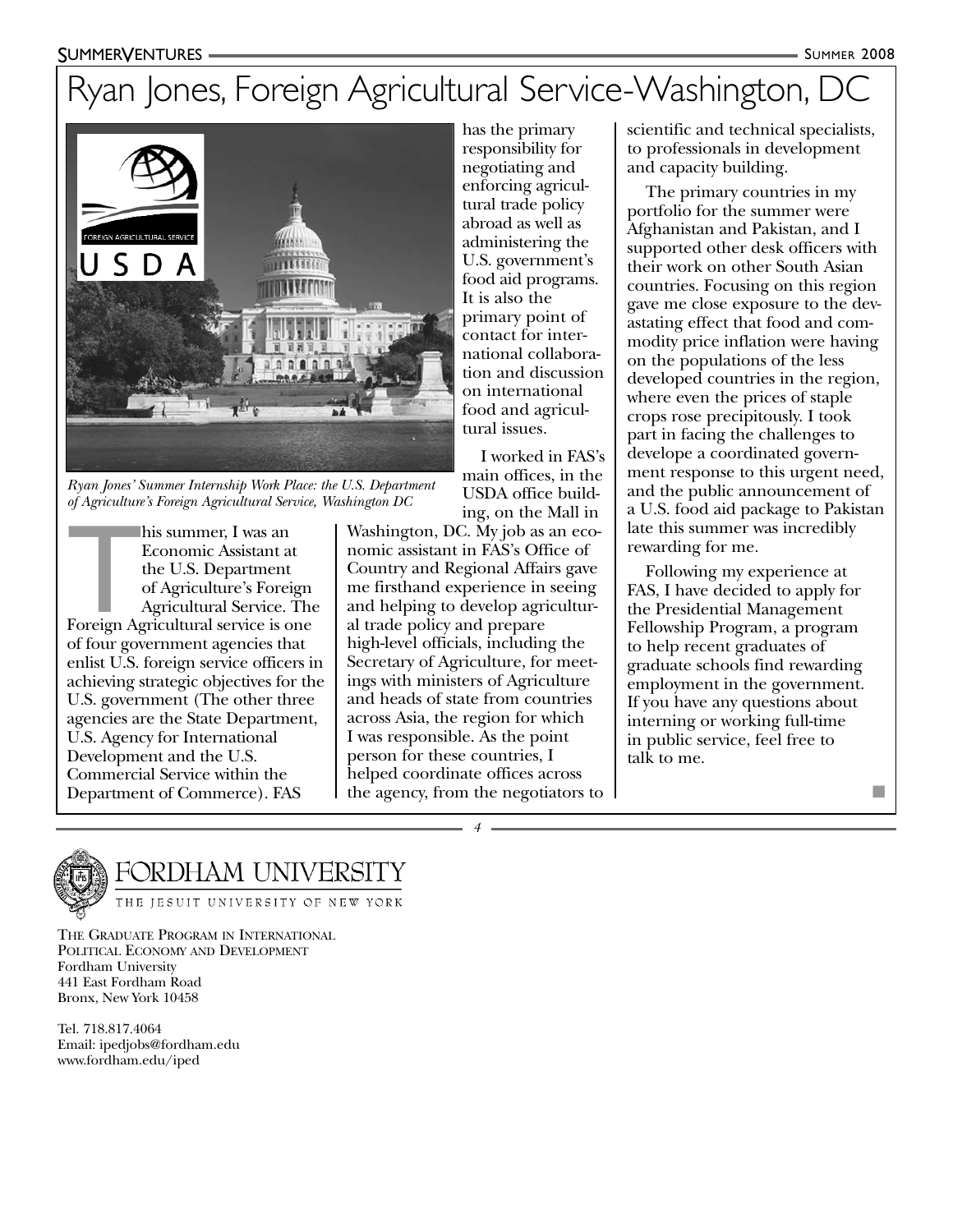# Ryan Jones, Foreign Agricultural Service-Washington, DC

*Ryan Jones' Summer Internship Work Place: the U.S. Department of Agriculture's Foreign Agricultural Service, Washington DC*

This summer, I was an Economic Assistant at the U.S. Department of Agriculture's Foreign Agricultural Service. The Foreign Agricultural service is one of four government agencies that enlist U.S. foreign service officers in achieving strategic objectives for the U.S. government (The other three agencies are the State Department, U.S. Agency for International Development and the U.S. Commercial Service within the Department of Commerce). FAS has the primary responsibility for negotiating and enforcing agricultural trade policy abroad as well as administering the U.S. government's food aid programs. It is also the primary point of contact for international collaboration and discussion on international food and agricultural issues.

I worked in FAS's main offices, in the USDA office building, on the Mall in Washington, DC. My job as an economic assistant in FAS's Office of Country and Regional Affairs gave me firsthand experience in seeing and helping to develop agricultural trade policy and prepare high-level officials, including the Secretary of Agriculture, for meetings with ministers of Agriculture and heads of state from countries across Asia, the region for which I was responsible. As the point person for these countries, I helped coordinate offices across the agency, from the negotiators to scientific and technical specialists, to professionals in development and capacity building.

The primary countries in my portfolio for the summer were Afghanistan and Pakistan, and I supported other desk officers with their work on other South Asian countries. Focusing on this region gave me close exposure to the devastating effect that food and commodity price inflation were having on the populations of the less developed countries in the region, where even the prices of staple crops rose precipitously. I took part in facing the challenges to develope a coordinated government response to this urgent need, and the public announcement of a U.S. food aid package to Pakistan late this summer was incredibly rewarding for me.

Following my experience at FAS, I have decided to apply for the Presidential Management Fellowship Program, a program to help recent graduates of graduate schools find rewarding employment in the government. If you have any questions about interning or working full-time in public service, feel free to talk to me.

FORDHAM UNIVERSITY
THE JESUIT UNIVERSITY OF NEW YORK

THE GRADUATE PROGRAM IN INTERNATIONAL POLITICAL ECONOMY AND DEVELOPMENT
Fordham University
441 East Fordham Road
Bronx, New York 10458

Tel. 718.817.4064
Email: ipedjobs@fordham.edu
www.fordham.edu/iped